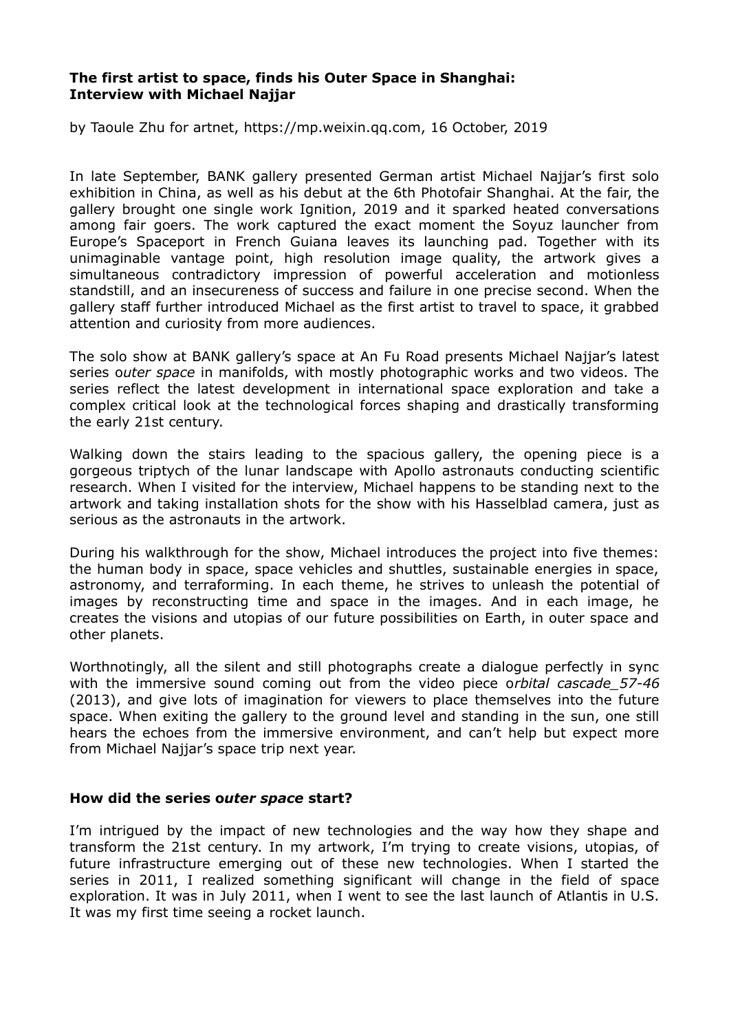**The first artist to space, finds his Outer Space in Shanghai: Interview with Michael Najjar**

by Taoule Zhu for artnet, https://mp.weixin.qq.com, 16 October, 2019

In late September, BANK gallery presented German artist Michael Najjar's first solo exhibition in China, as well as his debut at the 6th Photofair Shanghai. At the fair, the gallery brought one single work Ignition, 2019 and it sparked heated conversations among fair goers. The work captured the exact moment the Soyuz launcher from Europe's Spaceport in French Guiana leaves its launching pad. Together with its unimaginable vantage point, high resolution image quality, the artwork gives a simultaneous contradictory impression of powerful acceleration and motionless standstill, and an insecureness of success and failure in one precise second. When the gallery staff further introduced Michael as the first artist to travel to space, it grabbed attention and curiosity from more audiences.

The solo show at BANK gallery's space at An Fu Road presents Michael Najjar's latest series o*uter space* in manifolds, with mostly photographic works and two videos. The series reflect the latest development in international space exploration and take a complex critical look at the technological forces shaping and drastically transforming the early 21st century.

Walking down the stairs leading to the spacious gallery, the opening piece is a gorgeous triptych of the lunar landscape with Apollo astronauts conducting scientific research. When I visited for the interview, Michael happens to be standing next to the artwork and taking installation shots for the show with his Hasselblad camera, just as serious as the astronauts in the artwork.

During his walkthrough for the show, Michael introduces the project into five themes: the human body in space, space vehicles and shuttles, sustainable energies in space, astronomy, and terraforming. In each theme, he strives to unleash the potential of images by reconstructing time and space in the images. And in each image, he creates the visions and utopias of our future possibilities on Earth, in outer space and other planets.

Worthnotingly, all the silent and still photographs create a dialogue perfectly in sync with the immersive sound coming out from the video piece o*rbital cascade_57-46* (2013), and give lots of imagination for viewers to place themselves into the future space. When exiting the gallery to the ground level and standing in the sun, one still hears the echoes from the immersive environment, and can't help but expect more from Michael Najjar's space trip next year.

**How did the series o*uter space* start?**

I'm intrigued by the impact of new technologies and the way how they shape and transform the 21st century. In my artwork, I'm trying to create visions, utopias, of future infrastructure emerging out of these new technologies. When I started the series in 2011, I realized something significant will change in the field of space exploration. It was in July 2011, when I went to see the last launch of Atlantis in U.S. It was my first time seeing a rocket launch.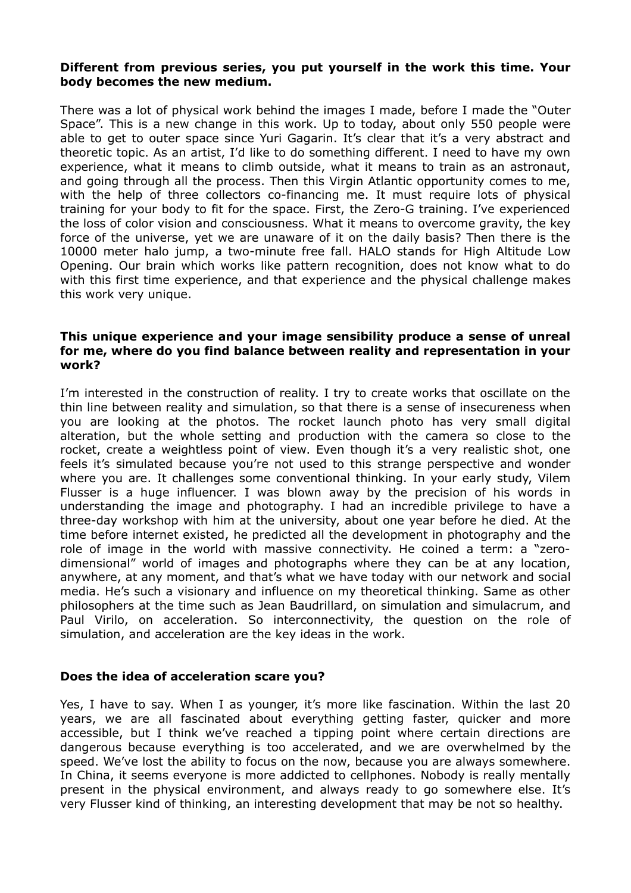**Different from previous series, you put yourself in the work this time. Your body becomes the new medium.**

There was a lot of physical work behind the images I made, before I made the "Outer Space". This is a new change in this work. Up to today, about only 550 people were able to get to outer space since Yuri Gagarin. It's clear that it's a very abstract and theoretic topic. As an artist, I'd like to do something different. I need to have my own experience, what it means to climb outside, what it means to train as an astronaut, and going through all the process. Then this Virgin Atlantic opportunity comes to me, with the help of three collectors co-financing me. It must require lots of physical training for your body to fit for the space. First, the Zero-G training. I've experienced the loss of color vision and consciousness. What it means to overcome gravity, the key force of the universe, yet we are unaware of it on the daily basis? Then there is the 10000 meter halo jump, a two-minute free fall. HALO stands for High Altitude Low Opening. Our brain which works like pattern recognition, does not know what to do with this first time experience, and that experience and the physical challenge makes this work very unique.

**This unique experience and your image sensibility produce a sense of unreal for me, where do you find balance between reality and representation in your work?**

I'm interested in the construction of reality. I try to create works that oscillate on the thin line between reality and simulation, so that there is a sense of insecureness when you are looking at the photos. The rocket launch photo has very small digital alteration, but the whole setting and production with the camera so close to the rocket, create a weightless point of view. Even though it's a very realistic shot, one feels it's simulated because you're not used to this strange perspective and wonder where you are. It challenges some conventional thinking. In your early study, Vilem Flusser is a huge influencer. I was blown away by the precision of his words in understanding the image and photography. I had an incredible privilege to have a three-day workshop with him at the university, about one year before he died. At the time before internet existed, he predicted all the development in photography and the role of image in the world with massive connectivity. He coined a term: a "zero-dimensional" world of images and photographs where they can be at any location, anywhere, at any moment, and that's what we have today with our network and social media. He's such a visionary and influence on my theoretical thinking. Same as other philosophers at the time such as Jean Baudrillard, on simulation and simulacrum, and Paul Virilo, on acceleration. So interconnectivity, the question on the role of simulation, and acceleration are the key ideas in the work.

**Does the idea of acceleration scare you?**

Yes, I have to say. When I as younger, it's more like fascination. Within the last 20 years, we are all fascinated about everything getting faster, quicker and more accessible, but I think we've reached a tipping point where certain directions are dangerous because everything is too accelerated, and we are overwhelmed by the speed. We've lost the ability to focus on the now, because you are always somewhere. In China, it seems everyone is more addicted to cellphones. Nobody is really mentally present in the physical environment, and always ready to go somewhere else. It's very Flusser kind of thinking, an interesting development that may be not so healthy.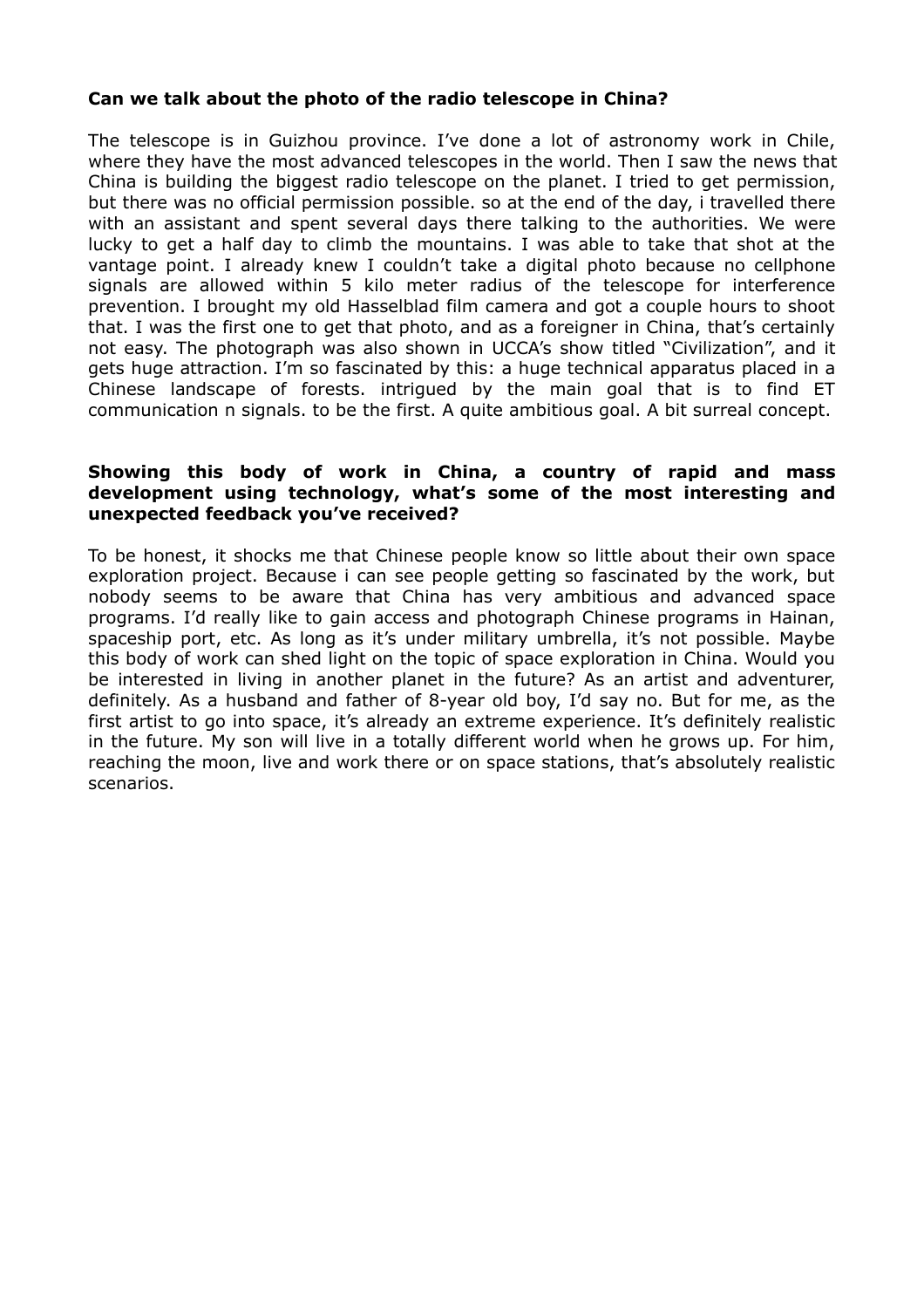**Can we talk about the photo of the radio telescope in China?**

The telescope is in Guizhou province. I've done a lot of astronomy work in Chile, where they have the most advanced telescopes in the world. Then I saw the news that China is building the biggest radio telescope on the planet. I tried to get permission, but there was no official permission possible. so at the end of the day, i travelled there with an assistant and spent several days there talking to the authorities. We were lucky to get a half day to climb the mountains. I was able to take that shot at the vantage point. I already knew I couldn't take a digital photo because no cellphone signals are allowed within 5 kilo meter radius of the telescope for interference prevention. I brought my old Hasselblad film camera and got a couple hours to shoot that. I was the first one to get that photo, and as a foreigner in China, that's certainly not easy. The photograph was also shown in UCCA's show titled "Civilization", and it gets huge attraction. I'm so fascinated by this: a huge technical apparatus placed in a Chinese landscape of forests. intrigued by the main goal that is to find ET communication n signals. to be the first. A quite ambitious goal. A bit surreal concept.

**Showing this body of work in China, a country of rapid and mass development using technology, what's some of the most interesting and unexpected feedback you've received?**

To be honest, it shocks me that Chinese people know so little about their own space exploration project. Because i can see people getting so fascinated by the work, but nobody seems to be aware that China has very ambitious and advanced space programs. I'd really like to gain access and photograph Chinese programs in Hainan, spaceship port, etc. As long as it's under military umbrella, it's not possible. Maybe this body of work can shed light on the topic of space exploration in China. Would you be interested in living in another planet in the future? As an artist and adventurer, definitely. As a husband and father of 8-year old boy, I'd say no. But for me, as the first artist to go into space, it's already an extreme experience. It's definitely realistic in the future. My son will live in a totally different world when he grows up. For him, reaching the moon, live and work there or on space stations, that's absolutely realistic scenarios.